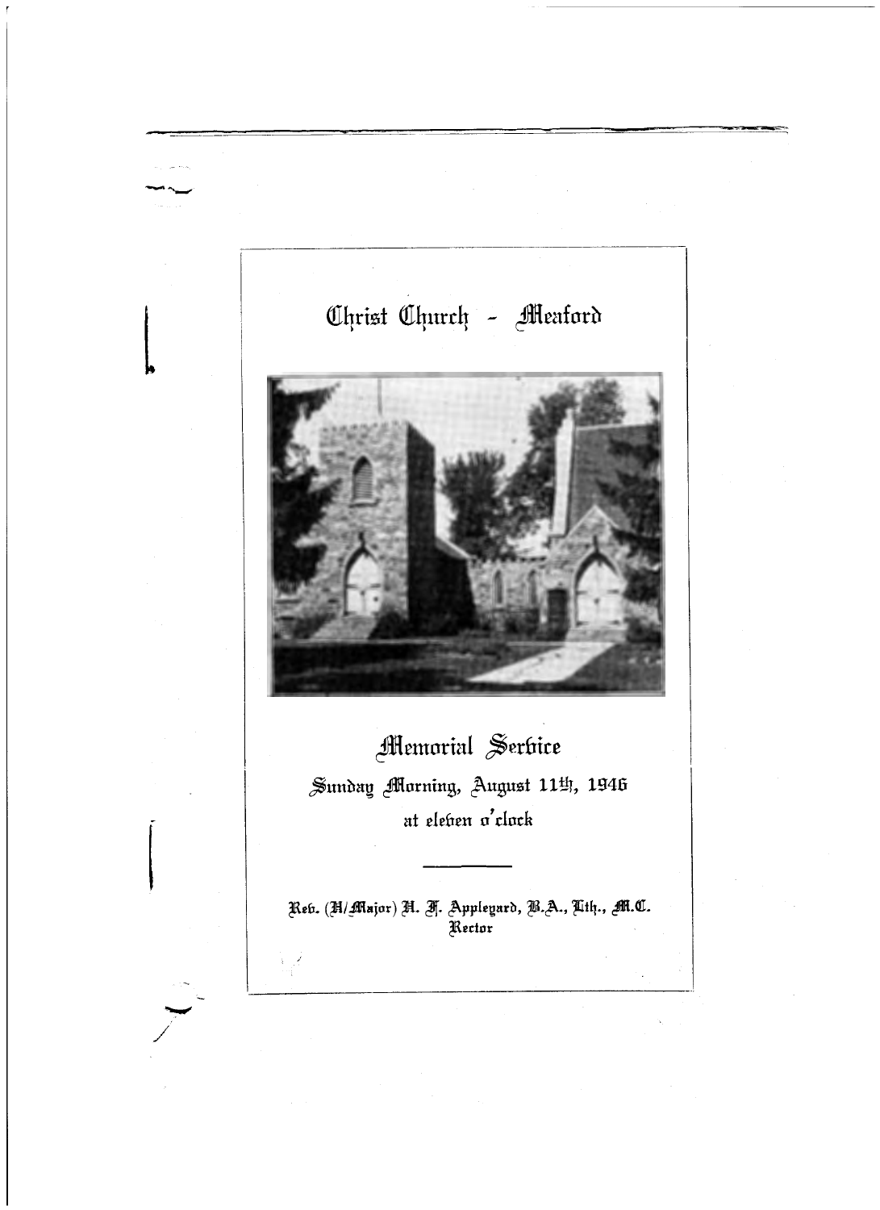# Christ Church - Meaford

## Memorial Service

Sunday Morning, August 11th, 1946

at eleven o'clock

---

Rev. (H/Major) H. F. Appleyard, B.A., Lth., M.C.

Rector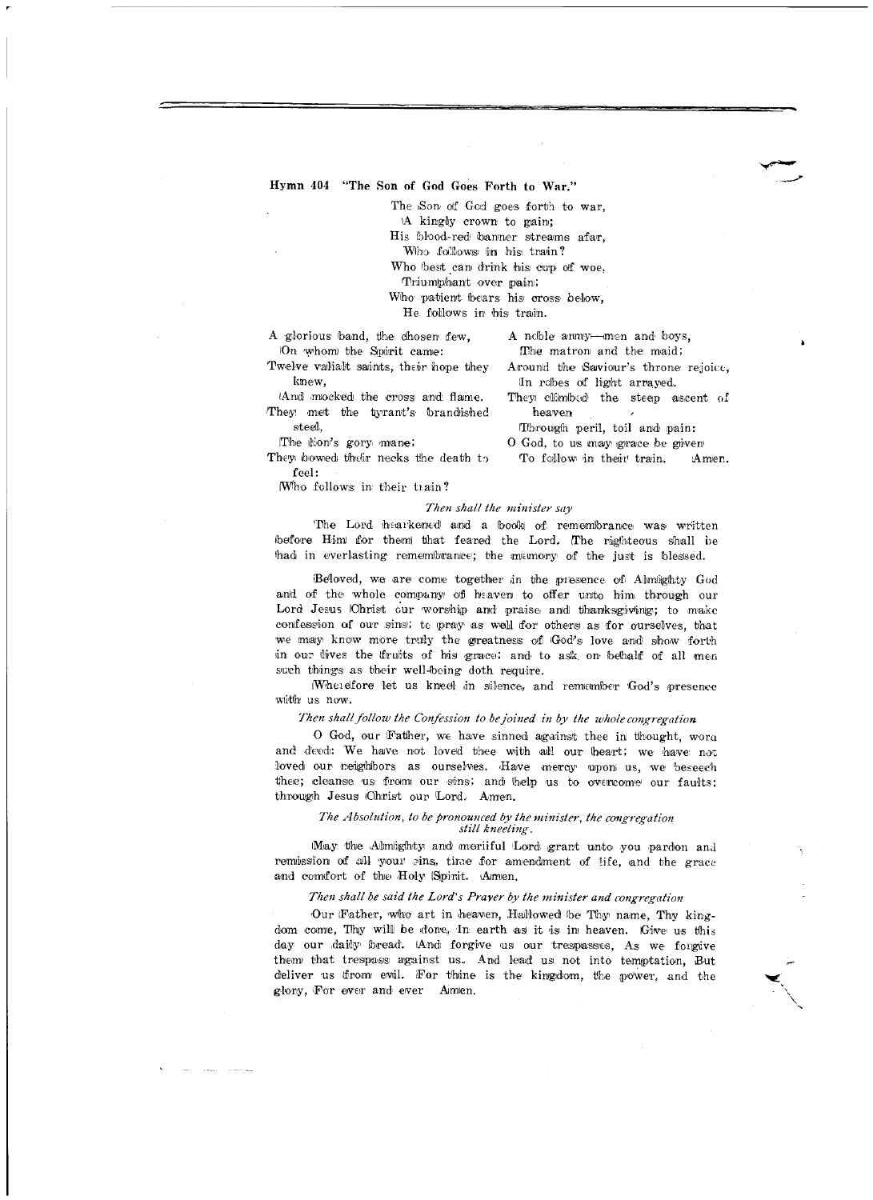**Hymn 404 "The Son of God Goes Forth to War."**

The Son of God goes forth to war,
A kingly crown to gain;
His blood-red banner streams afar,
Who follows in his train?
Who best can drink his cup of woe,
Triumphant over pain;
Who patient bears his cross below,
He follows in his train.

A glorious band, the chosen few,
On whom the Spirit came:
Twelve valiant saints, their hope they knew,
And mocked the cross and flame.
They met the tyrant's brandished steel,
The lion's gory mane;
They bowed their necks the death to feel:
Who follows in their train?

A noble army—men and boys,
The matron and the maid;
Around the Saviour's throne rejoice,
In robes of light arrayed.
They climbed the steep ascent of heaven
Through peril, toil and pain:
O God, to us may grace be given
To follow in their train. Amen.

*Then shall the minister say*

The Lord hearkened and a book of remembrance was written before Him for them that feared the Lord. The righteous shall be had in everlasting remembrance; the memory of the just is blessed.

Beloved, we are come together in the presence of Almighty God and of the whole company of heaven to offer unto him through our Lord Jesus Christ our worship and praise and thanksgiving; to make confession of our sins; to pray as well for others as for ourselves, that we may know more truly the greatness of God's love and show forth in our lives the fruits of his grace; and to ask on behalf of all men such things as their well-being doth require.

Wherefore let us kneel in silence, and remember God's presence with us now.

*Then shall follow the Confession to be joined in by the whole congregation*

O God, our Father, we have sinned against thee in thought, word and deed: We have not loved thee with all our heart; we have not loved our neighbors as ourselves. Have mercy upon us, we beseech thee; cleanse us from our sins; and help us to overcome our faults: through Jesus Christ our Lord. Amen.

*The Absolution, to be pronounced by the minister, the congregation still kneeling.*

May the Almighty and merciful Lord grant unto you pardon and remission of all your sins, time for amendment of life, and the grace and comfort of the Holy Spirit. Amen.

*Then shall be said the Lord's Prayer by the minister and congregation*

Our Father, who art in heaven, Hallowed be Thy name, Thy kingdom come, Thy will be done, In earth as it is in heaven. Give us this day our daily bread. And forgive us our trespasses, As we forgive them that trespass against us. And lead us not into temptation, But deliver us from evil. For thine is the kingdom, the power, and the glory, For ever and ever Amen.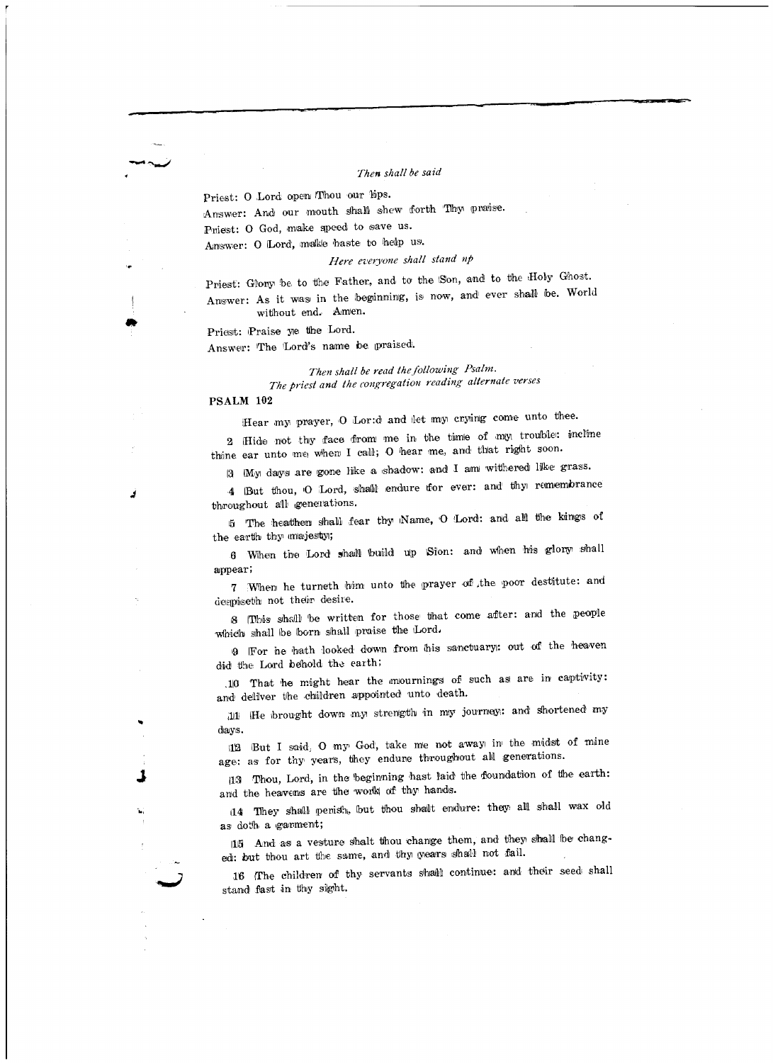*Then shall be said*

Priest: O Lord open Thou our lips.

Answer: And our mouth shall shew forth Thy praise.

Priest: O God, make speed to save us.

Answer: O Lord, make haste to help us.

*Here everyone shall stand up*

Priest: Glory be to the Father, and to the Son, and to the Holy Ghost.

Answer: As it was in the beginning, is now, and ever shall be. World without end. Amen.

Priest: Praise ye the Lord.

Answer: The Lord's name be praised.

*Then shall be read the following Psalm.*
*The priest and the congregation reading alternate verses*

**PSALM 102**

Hear my prayer, O Lord and let my crying come unto thee.

2 Hide not thy face from me in the time of my trouble: incline thine ear unto me when I call; O hear me, and that right soon.

3 My days are gone like a shadow: and I am withered like grass.

4 But thou, O Lord, shall endure for ever: and thy remembrance throughout all generations.

5 The heathen shall fear thy Name, O Lord: and all the kings of the earth thy majesty;

6 When the Lord shall build up Sion: and when his glory shall appear;

7 When he turneth him unto the prayer of the poor destitute: and despiseth not their desire.

8 This shall be written for those that come after: and the people which shall be born shall praise the Lord.

9 For he hath looked down from his sanctuary: out of the heaven did the Lord behold the earth;

10 That he might hear the mournings of such as are in captivity: and deliver the children appointed unto death.

11 He brought down my strength in my journey: and shortened my days.

12 But I said, O my God, take me not away in the midst of mine age: as for thy years, they endure throughout all generations.

13 Thou, Lord, in the beginning hast laid the foundation of the earth: and the heavens are the work of thy hands.

14 They shall perish, but thou shalt endure: they all shall wax old as doth a garment;

15 And as a vesture shalt thou change them, and they shall be changed: but thou art the same, and thy years shall not fail.

16 The children of thy servants shall continue: and their seed shall stand fast in thy sight.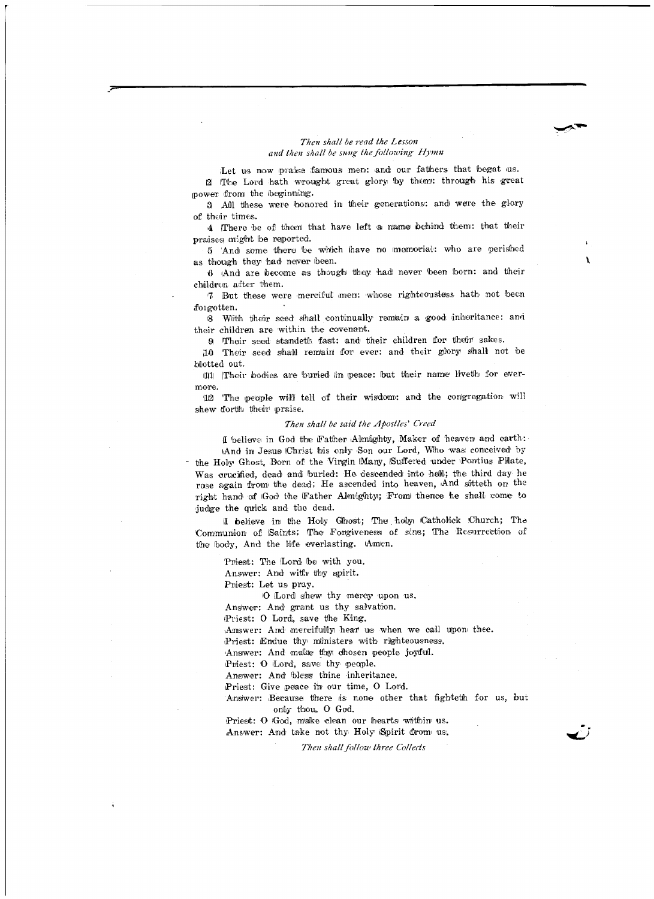*Then shall be read the Lesson*
*and then shall be sung the following Hymn*

Let us now praise famous men: and our fathers that begat us.

2 The Lord hath wrought great glory by them: through his great power from the beginning.

3 All these were honored in their generations: and were the glory of their times.

4 There be of them that have left a name behind them: that their praises might be reported.

5 And some there be which have no memorial: who are perished as though they had never been.

6 And are become as though they had never been born: and their children after them.

7 But these were merciful men: whose righteousless hath not been forgotten.

8 With their seed shall continually remain a good inheritance: and their children are within the covenant.

9 Their seed standeth fast: and their children for their sakes.

10 Their seed shall remain for ever: and their glory shall not be blotted out.

11 Their bodies are buried in peace: but their name liveth for evermore.

12 The people will tell of their wisdom: and the congregation will shew forth their praise.

*Then shall be said the Apostles' Creed*

I believe in God the Father Almighty, Maker of heaven and earth:

And in Jesus Christ his only Son our Lord, Who was conceived by the Holy Ghost, Born of the Virgin Mary, Suffered under Pontius Pilate, Was crucified, dead and buried: He descended into hell; the third day he rose again from the dead; He ascended into heaven, And sitteth on the right hand of God the Father Almighty; From thence he shall come to judge the quick and the dead.

I believe in the Holy Ghost; The holy Catholick Church; The Communion of Saints; The Forgiveness of sins; The Resurrection of the body, And the life everlasting. Amen.

Priest: The Lord be with you.
Answer: And with thy spirit.
Priest: Let us pray.
O Lord shew thy mercy upon us.
Answer: And grant us thy salvation.
Priest: O Lord, save the King.
Answer: And mercifully hear us when we call upon thee.
Priest: Endue thy ministers with righteousness.
Answer: And make thy chosen people joyful.
Priest: O Lord, save thy people.
Answer: And bless thine inheritance.
Priest: Give peace in our time, O Lord.
Answer: Because there is none other that fighteth for us, but only thou, O God.
Priest: O God, make clean our hearts within us.
Answer: And take not thy Holy Spirit from us.

*Then shall follow three Collects*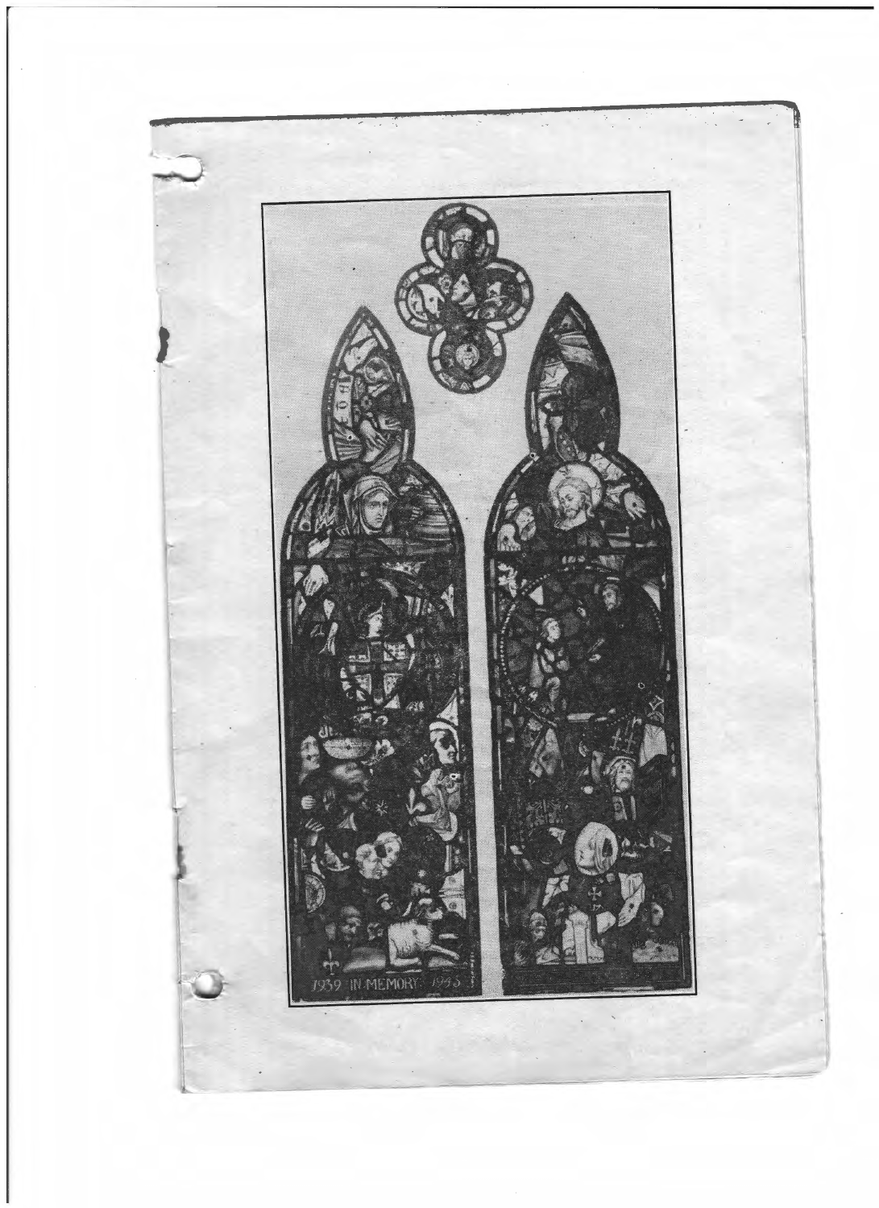1939 IN MEMORY 1945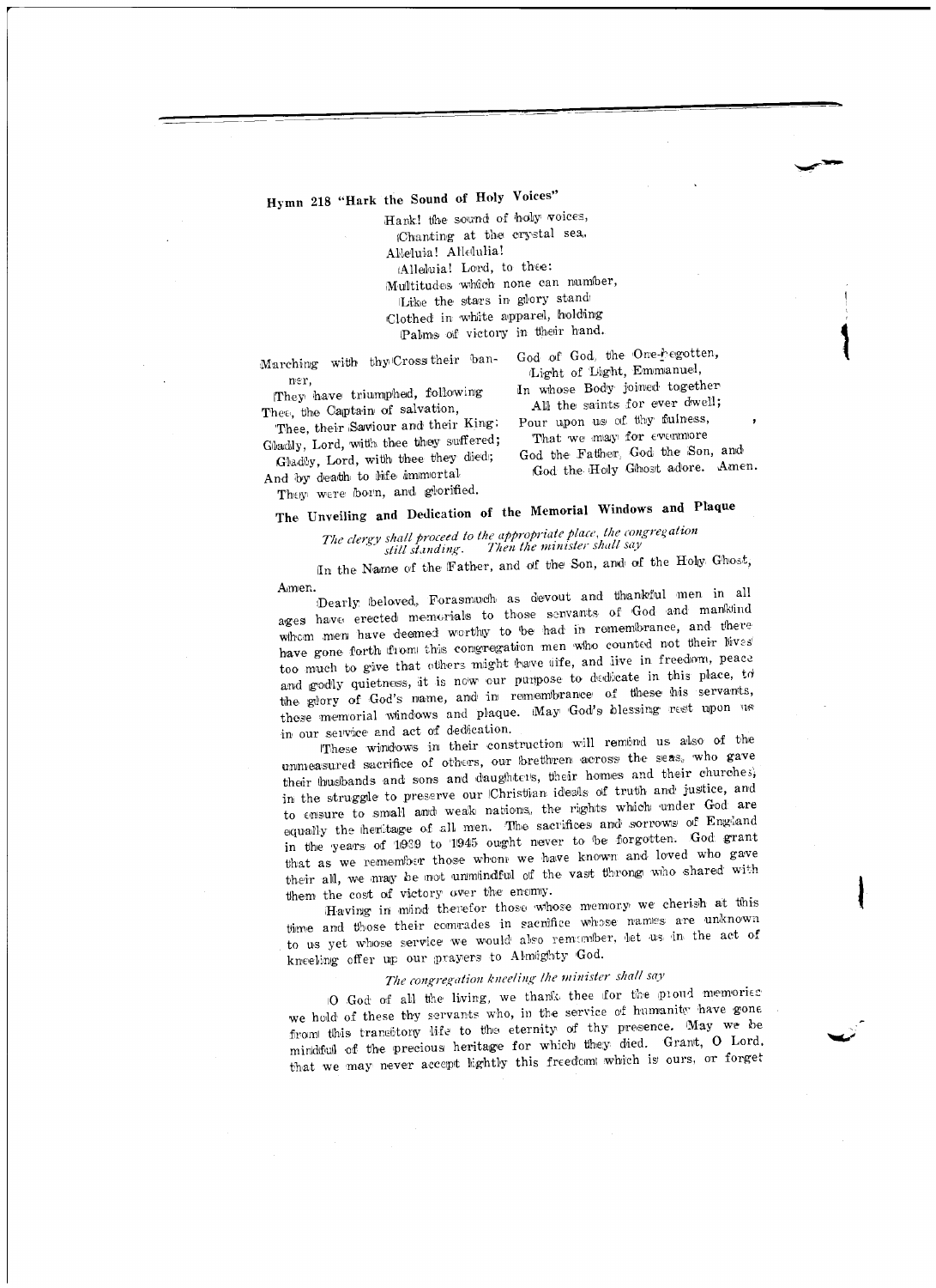## Hymn 218 "Hark the Sound of Holy Voices"

Hark! the sound of holy voices,
Chanting at the crystal sea,
Alleluia! Alleluia!
Alleluia! Lord, to thee:
Multitudes which none can number,
Like the stars in glory stand
Clothed in white apparel, holding
Palms of victory in their hand.

Marching with thy Cross their banner,
They have triumphed, following
Thee, the Captain of salvation,
Thee, their Saviour and their King;
Gladly, Lord, with thee they suffered;
Gladly, Lord, with thee they died;
And by death to life immortal
They were born, and glorified.

God of God, the One-begotten,
Light of Light, Emmanuel,
In whose Body joined together
All the saints for ever dwell;
Pour upon us of thy fulness,
That we may for evermore
God the Father, God the Son, and
God the Holy Ghost adore. Amen.

## The Unveiling and Dedication of the Memorial Windows and Plaque

*The clergy shall proceed to the appropriate place, the congregation still standing. Then the minister shall say*

In the Name of the Father, and of the Son, and of the Holy Ghost, Amen.

Dearly beloved, Forasmuch as devout and thankful men in all ages have erected memorials to those servants of God and mankind whom men have deemed worthy to be had in remembrance, and there have gone forth from this congregation men who counted not their lives too much to give that others might have life, and live in freedom, peace and godly quietness, it is now our purpose to dedicate in this place, to the glory of God's name, and in remembrance of these his servants, these memorial windows and plaque. May God's blessing rest upon us in our service and act of dedication.

These windows in their construction will remind us also of the unmeasured sacrifice of others, our brethren across the seas, who gave their husbands and sons and daughters, their homes and their churches, in the struggle to preserve our Christian ideals of truth and justice, and to ensure to small and weak nations, the rights which under God are equally the heritage of all men. The sacrifices and sorrows of England in the years of 1939 to 1945 ought never to be forgotten. God grant that as we remember those whom we have known and loved who gave their all, we may be not unmindful of the vast throng who shared with them the cost of victory over the enemy.

Having in mind therefor those whose memory we cherish at this time and those their comrades in sacrifice whose names are unknown to us yet whose service we would also remember, let us in the act of kneeling offer up our prayers to Almighty God.

*The congregation kneeling the minister shall say*

O God of all the living, we thank thee for the proud memories we hold of these thy servants who, in the service of humanity have gone from this transitory life to the eternity of thy presence. May we be mindful of the precious heritage for which they died. Grant, O Lord, that we may never accept lightly this freedom which is ours, or forget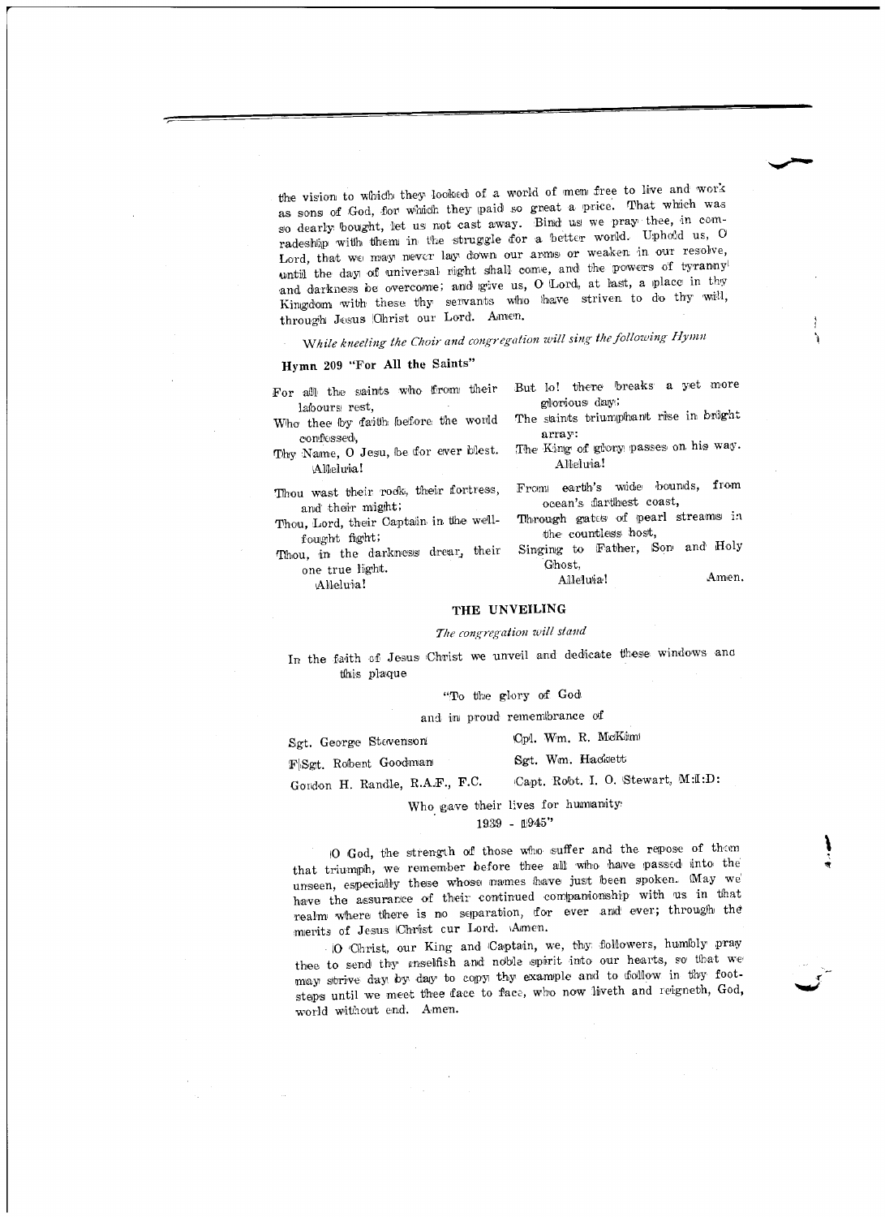the vision to which they looked of a world of men free to live and work as sons of God, for which they paid so great a price. That which was so dearly bought, let us not cast away. Bind us we pray thee, in comradeship with them in the struggle for a better world. Uphold us, O Lord, that we may never lay down our arms or weaken in our resolve, until the day of universal right shall come, and the powers of tyranny and darkness be overcome; and give us, O Lord, at last, a place in thy Kingdom with these thy servants who have striven to do thy will, through Jesus Christ our Lord. Amen.

*While kneeling the Choir and congregation will sing the following Hymn*

**Hymn 209 "For All the Saints"**

For all the saints who from their labours rest,
Who thee by faith before the world confessed,
Thy Name, O Jesu, be for ever blest.
Alleluia!

Thou wast their rock, their fortress, and their might;
Thou, Lord, their Captain in the well-fought fight;
Thou, in the darkness drear, their one true light.
Alleluia!

But lo! there breaks a yet more glorious day;
The saints triumphant rise in bright array:
The King of glory passes on his way.
Alleluia!

From earth's wide bounds, from ocean's farthest coast,
Through gates of pearl streams in the countless host,
Singing to Father, Son and Holy Ghost,
Alleluia! Amen.

## THE UNVEILING

*The congregation will stand*

In the faith of Jesus Christ we unveil and dedicate these windows and this plaque

"To the glory of God

and in proud remembrance of

Sgt. George Stevenson — Cpl. Wm. R. McKim

F/Sgt. Robert Goodman — Sgt. Wm. Hackett

Gordon H. Randle, R.A.F., F.C. — Capt. Robt. I. O. Stewart, M.D.

Who gave their lives for humanity

1939 - 1945"

O God, the strength of those who suffer and the repose of them that triumph, we remember before thee all who have passed into the unseen, especially these whose names have just been spoken. May we have the assurance of their continued companionship with us in that realm where there is no separation, for ever and ever; through the merits of Jesus Christ our Lord. Amen.

O Christ, our King and Captain, we, thy followers, humbly pray thee to send thy unselfish and noble spirit into our hearts, so that we may strive day by day to copy thy example and to follow in thy footsteps until we meet thee face to face, who now liveth and reigneth, God, world without end. Amen.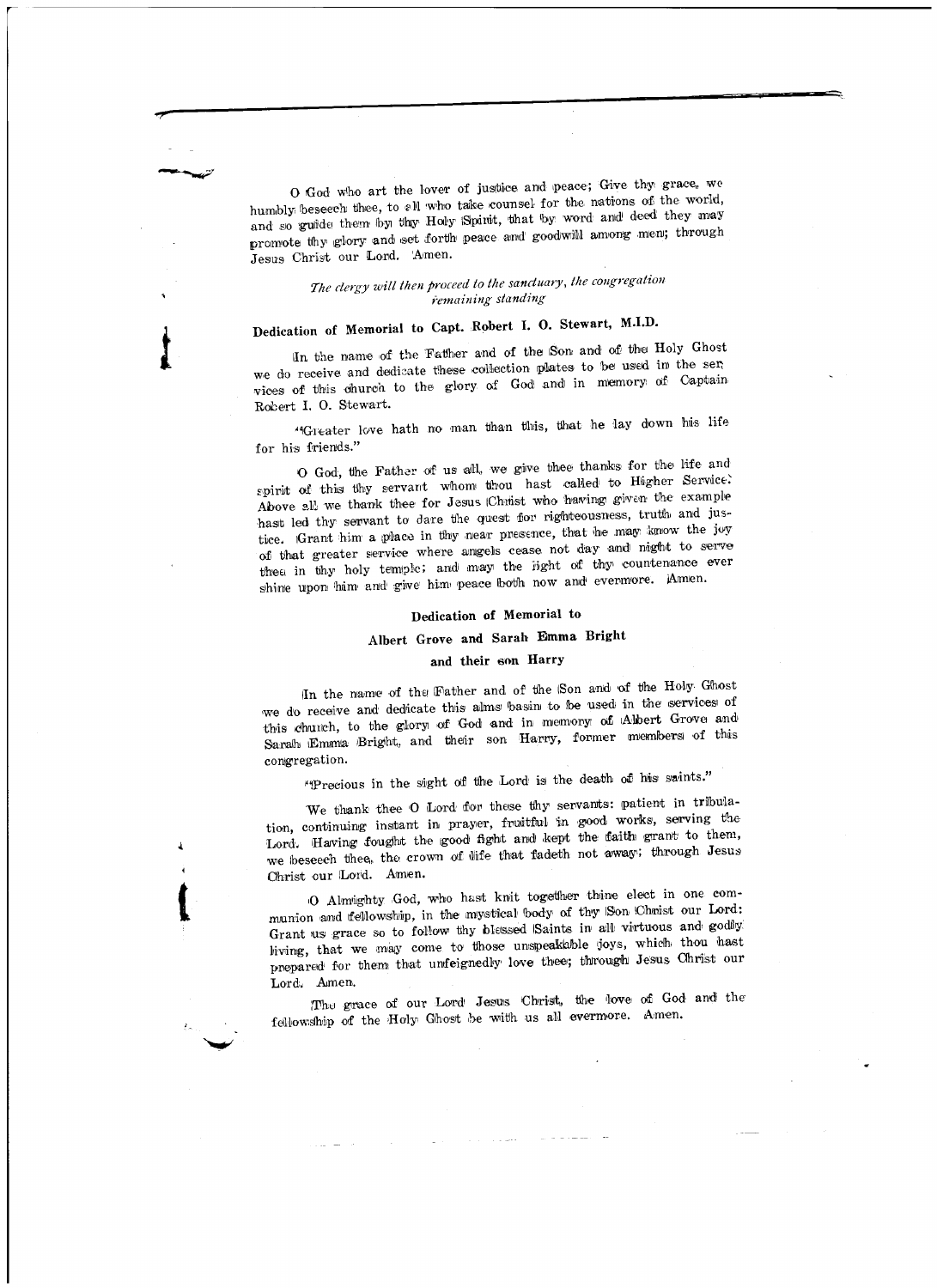O God who art the lover of justice and peace; Give thy grace, we humbly beseech thee, to all who take counsel for the nations of the world, and so guide them by thy Holy Spirit, that by word and deed they may promote thy glory and set forth peace and goodwill among men; through Jesus Christ our Lord. Amen.

*The clergy will then proceed to the sanctuary, the congregation remaining standing*

### Dedication of Memorial to Capt. Robert I. O. Stewart, M.I.D.

In the name of the Father and of the Son and of the Holy Ghost we do receive and dedicate these collection plates to be used in the services of this church to the glory of God and in memory of Captain Robert I. O. Stewart.

"Greater love hath no man than this, that he lay down his life for his friends."

O God, the Father of us all, we give thee thanks for the life and spirit of this thy servant whom thou hast called to Higher Service. Above all we thank thee for Jesus Christ who having given the example hast led thy servant to dare the quest for righteousness, truth and justice. Grant him a place in thy near presence, that he may know the joy of that greater service where angels cease not day and night to serve thee in thy holy temple; and may the light of thy countenance ever shine upon him and give him peace both now and evermore. Amen.

### Dedication of Memorial to Albert Grove and Sarah Emma Bright and their son Harry

In the name of the Father and of the Son and of the Holy Ghost we do receive and dedicate this alms basin to be used in the services of this church, to the glory of God and in memory of Albert Grove and Sarah Emma Bright, and their son Harry, former members of this congregation.

"Precious in the sight of the Lord is the death of his saints."

We thank thee O Lord for these thy servants: patient in tribulation, continuing instant in prayer, fruitful in good works, serving the Lord. Having fought the good fight and kept the faith grant to them, we beseech thee, the crown of life that fadeth not away; through Jesus Christ our Lord. Amen.

O Almighty God, who hast knit together thine elect in one communion and fellowship, in the mystical body of thy Son Christ our Lord: Grant us grace so to follow thy blessed Saints in all virtuous and godly living, that we may come to those unspeakable joys, which thou hast prepared for them that unfeignedly love thee; through Jesus Christ our Lord. Amen.

The grace of our Lord Jesus Christ, the love of God and the fellowship of the Holy Ghost be with us all evermore. Amen.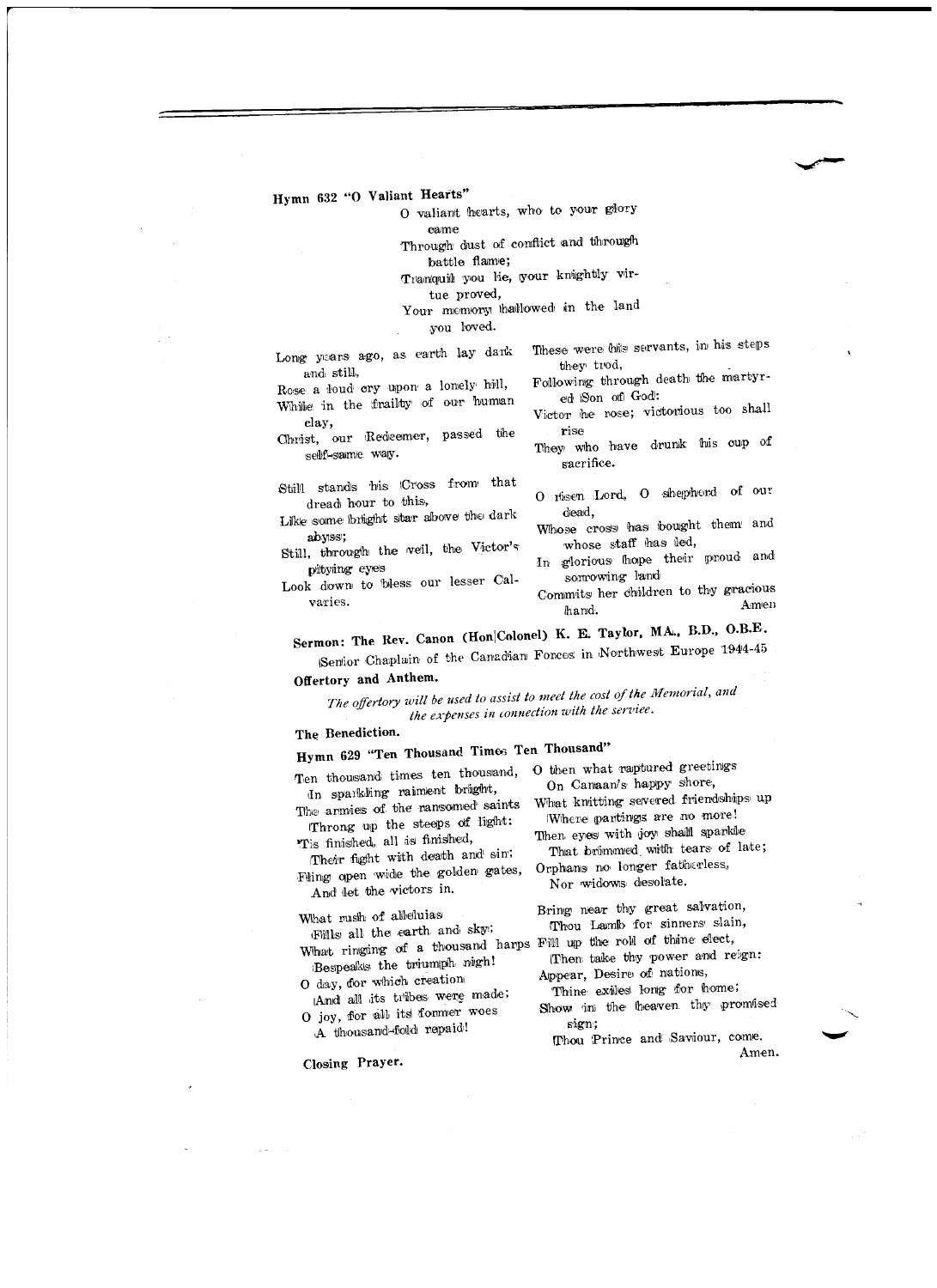**Hymn 632 "O Valiant Hearts"**

O valiant hearts, who to your glory came
Through dust of conflict and through battle flame;
Tranquil you lie, your knightly virtue proved,
Your memory hallowed in the land you loved.

Long years ago, as earth lay dark and still,
Rose a loud cry upon a lonely hill,
While in the frailty of our human clay,
Christ, our Redeemer, passed the self-same way.

Still stands his Cross from that dread hour to this,
Like some bright star above the dark abyss;
Still, through the veil, the Victor's pitying eyes
Look down to bless our lesser Calvaries.

These were his servants, in his steps they trod,
Following through death the martyred Son of God:
Victor he rose; victorious too shall rise
They who have drunk his cup of sacrifice.

O risen Lord, O shepherd of our dead,
Whose cross has bought them and whose staff has led,
In glorious hope their proud and sorrowing land
Commits her children to thy gracious hand. Amen

**Sermon: The Rev. Canon (Hon|Colonel) K. E. Taylor, M.A., B.D., O.B.E.**

Senior Chaplain of the Canadian Forces in Northwest Europe 1944-45

**Offertory and Anthem.**

*The offertory will be used to assist to meet the cost of the Memorial, and the expenses in connection with the service.*

**The Benediction.**

**Hymn 629 "Ten Thousand Times Ten Thousand"**

Ten thousand times ten thousand,
In sparkling raiment bright,
The armies of the ransomed saints
Throng up the steeps of light:
'Tis finished, all is finished,
Their fight with death and sin;
Fling open wide the golden gates,
And let the victors in.

What rush of alleluias
Fills all the earth and sky;
What ringing of a thousand harps
Bespeaks the triumph nigh!
O day, for which creation
And all its tribes were made;
O joy, for all its former woes
A thousand-fold repaid!

O then what raptured greetings
On Canaan's happy shore,
What knitting severed friendships up
Where partings are no more!
Then eyes with joy shall sparkle
That brimmed with tears of late;
Orphans no longer fatherless,
Nor widows desolate.

Bring near thy great salvation,
Thou Lamb for sinners slain,
Fill up the roll of thine elect,
Then take thy power and reign:
Appear, Desire of nations,
Thine exiles long for home;
Show in the heaven thy promised sign;
Thou Prince and Saviour, come.
Amen.

**Closing Prayer.**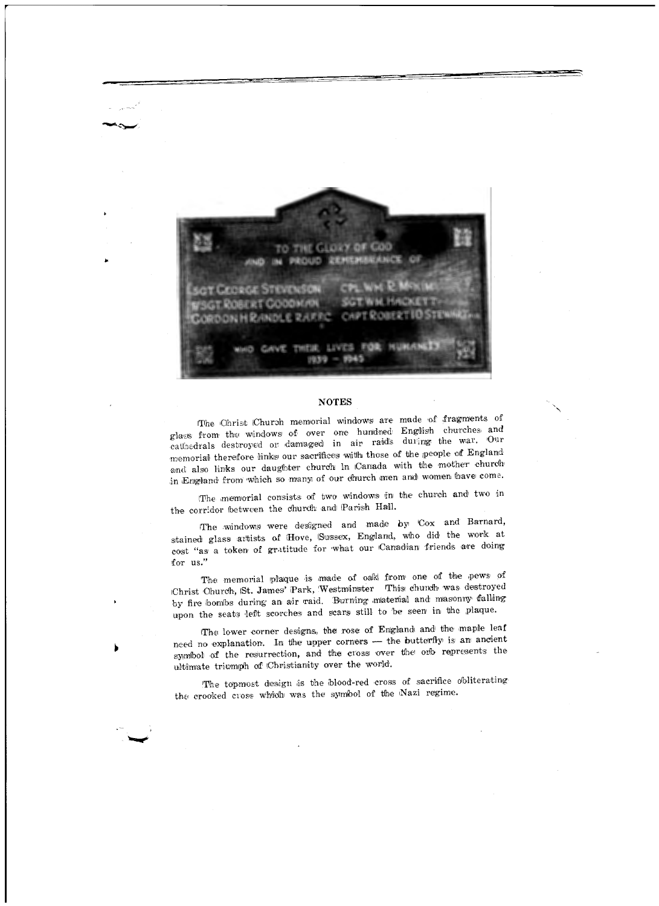## NOTES

The Christ Church memorial windows are made of fragments of glass from the windows of over one hundred English churches and cathedrals destroyed or damaged in air raids during the war. Our memorial therefore links our sacrifices with those of the people of England and also links our daughter church in Canada with the mother church in England from which so many of our church men and women have come.

The memorial consists of two windows in the church and two in the corridor between the church and Parish Hall.

The windows were designed and made by Cox and Barnard, stained glass artists of Hove, Sussex, England, who did the work at cost "as a token of gratitude for what our Canadian friends are doing for us."

The memorial plaque is made of oak from one of the pews of Christ Church, St. James' Park, Westminster. This church was destroyed by fire bombs during an air raid. Burning material and masonry falling upon the seats left scorches and scars still to be seen in the plaque.

The lower corner designs, the rose of England and the maple leaf need no explanation. In the upper corners — the butterfly is an ancient symbol of the resurrection, and the cross over the orb represents the ultimate triumph of Christianity over the world.

The topmost design is the blood-red cross of sacrifice obliterating the crooked cross which was the symbol of the Nazi regime.